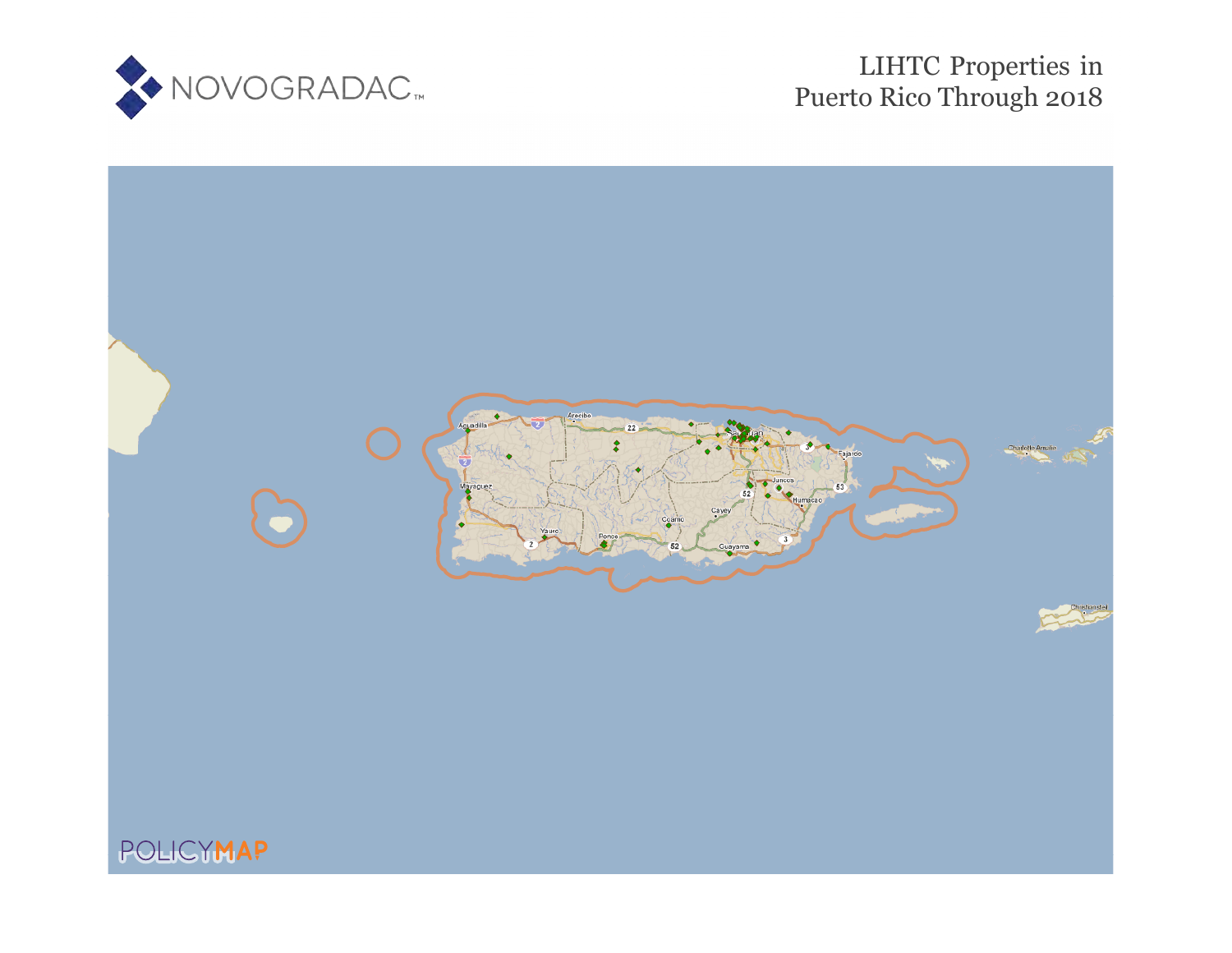NOVOGRADAC

# LIHTC Properties in Puerto Rico Through 2018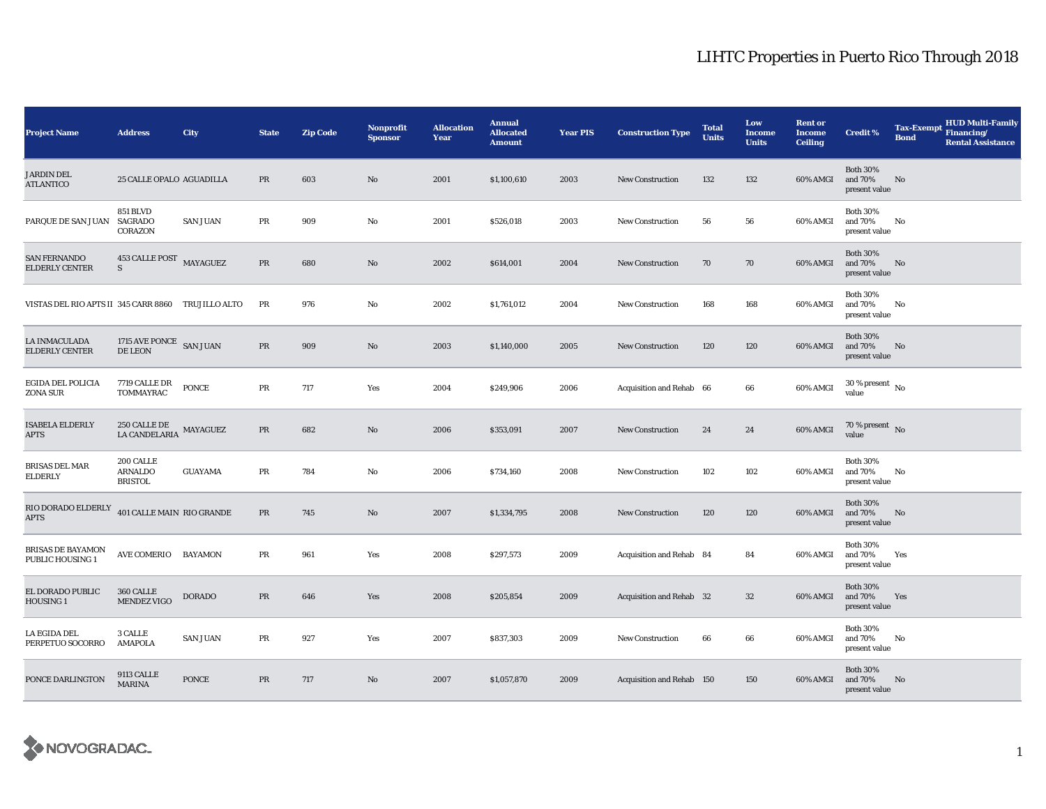# LIHTC Properties in Puerto Rico Through 2018

| Project Name | Address | City | State | Zip Code | Nonprofit Sponsor | Allocation Year | Annual Allocated Amount | Year PIS | Construction Type | Total Units | Low Income Units | Rent or Income Ceiling | Credit % | Tax-Exempt Bond | HUD Multi-Family Financing/ Rental Assistance |
|---|---|---|---|---|---|---|---|---|---|---|---|---|---|---|---|
| JARDIN DEL ATLANTICO | 25 CALLE OPALO | AGUADILLA | PR | 603 | No | 2001 | $1,100,610 | 2003 | New Construction | 132 | 132 | 60% AMGI | Both 30% and 70% present value | No | |
| PARQUE DE SAN JUAN | 851 BLVD SAGRADO CORAZON | SAN JUAN | PR | 909 | No | 2001 | $526,018 | 2003 | New Construction | 56 | 56 | 60% AMGI | Both 30% and 70% present value | No | |
| SAN FERNANDO ELDERLY CENTER | 453 CALLE POST S | MAYAGUEZ | PR | 680 | No | 2002 | $614,001 | 2004 | New Construction | 70 | 70 | 60% AMGI | Both 30% and 70% present value | No | |
| VISTAS DEL RIO APTS II | 345 CARR 8860 | TRUJILLO ALTO | PR | 976 | No | 2002 | $1,761,012 | 2004 | New Construction | 168 | 168 | 60% AMGI | Both 30% and 70% present value | No | |
| LA INMACULADA ELDERLY CENTER | 1715 AVE PONCE DE LEON | SAN JUAN | PR | 909 | No | 2003 | $1,140,000 | 2005 | New Construction | 120 | 120 | 60% AMGI | Both 30% and 70% present value | No | |
| EGIDA DEL POLICIA ZONA SUR | 7719 CALLE DR TOMMAYRAC | PONCE | PR | 717 | Yes | 2004 | $249,906 | 2006 | Acquisition and Rehab | 66 | 66 | 60% AMGI | 30 % present value | No | |
| ISABELA ELDERLY APTS | 250 CALLE DE LA CANDELARIA | MAYAGUEZ | PR | 682 | No | 2006 | $353,091 | 2007 | New Construction | 24 | 24 | 60% AMGI | 70 % present value | No | |
| BRISAS DEL MAR ELDERLY | 200 CALLE ARNALDO BRISTOL | GUAYAMA | PR | 784 | No | 2006 | $734,160 | 2008 | New Construction | 102 | 102 | 60% AMGI | Both 30% and 70% present value | No | |
| RIO DORADO ELDERLY APTS | 401 CALLE MAIN | RIO GRANDE | PR | 745 | No | 2007 | $1,334,795 | 2008 | New Construction | 120 | 120 | 60% AMGI | Both 30% and 70% present value | No | |
| BRISAS DE BAYAMON PUBLIC HOUSING 1 | AVE COMERIO | BAYAMON | PR | 961 | Yes | 2008 | $297,573 | 2009 | Acquisition and Rehab | 84 | 84 | 60% AMGI | Both 30% and 70% present value | Yes | |
| EL DORADO PUBLIC HOUSING 1 | 360 CALLE MENDEZ VIGO | DORADO | PR | 646 | Yes | 2008 | $205,854 | 2009 | Acquisition and Rehab | 32 | 32 | 60% AMGI | Both 30% and 70% present value | Yes | |
| LA EGIDA DEL PERPETUO SOCORRO | 3 CALLE AMAPOLA | SAN JUAN | PR | 927 | Yes | 2007 | $837,303 | 2009 | New Construction | 66 | 66 | 60% AMGI | Both 30% and 70% present value | No | |
| PONCE DARLINGTON | 9113 CALLE MARINA | PONCE | PR | 717 | No | 2007 | $1,057,870 | 2009 | Acquisition and Rehab | 150 | 150 | 60% AMGI | Both 30% and 70% present value | No | |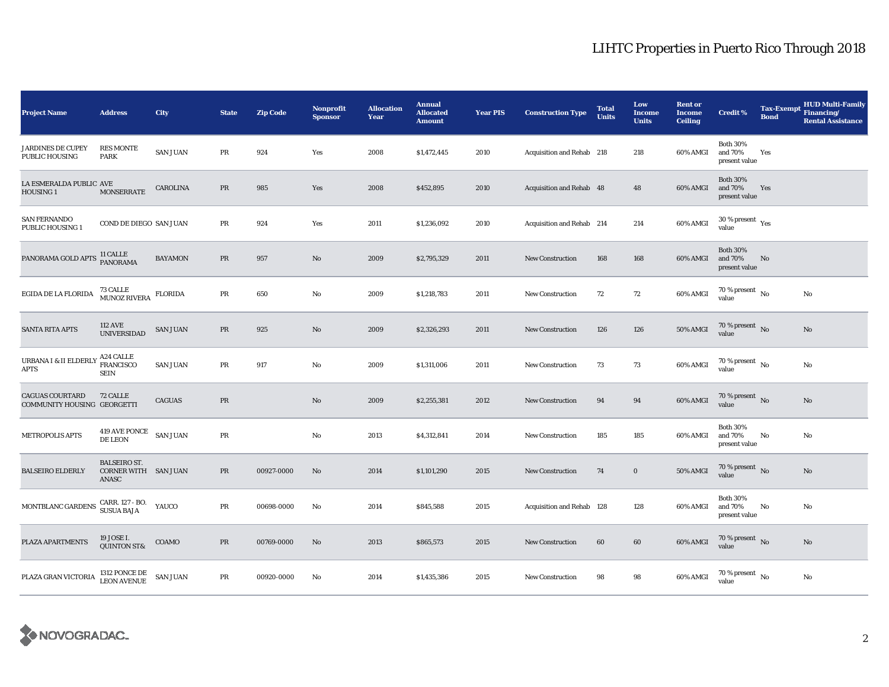# LIHTC Properties in Puerto Rico Through 2018

| Project Name | Address | City | State | Zip Code | Nonprofit Sponsor | Allocation Year | Annual Allocated Amount | Year PIS | Construction Type | Total Units | Low Income Units | Rent or Income Ceiling | Credit % | Tax-Exempt Bond | HUD Multi-Family Financing/ Rental Assistance |
|---|---|---|---|---|---|---|---|---|---|---|---|---|---|---|---|
| JARDINES DE CUPEY PUBLIC HOUSING | RES MONTE PARK | SAN JUAN | PR | 924 | Yes | 2008 | $1,472,445 | 2010 | Acquisition and Rehab | 218 | 218 | 60% AMGI | Both 30% and 70% present value | Yes | |
| LA ESMERALDA PUBLIC HOUSING 1 | AVE MONSERRATE | CAROLINA | PR | 985 | Yes | 2008 | $452,895 | 2010 | Acquisition and Rehab | 48 | 48 | 60% AMGI | Both 30% and 70% present value | Yes | |
| SAN FERNANDO PUBLIC HOUSING 1 | COND DE DIEGO | SAN JUAN | PR | 924 | Yes | 2011 | $1,236,092 | 2010 | Acquisition and Rehab | 214 | 214 | 60% AMGI | 30 % present value | Yes | |
| PANORAMA GOLD APTS | 11 CALLE PANORAMA | BAYAMON | PR | 957 | No | 2009 | $2,795,329 | 2011 | New Construction | 168 | 168 | 60% AMGI | Both 30% and 70% present value | No | |
| EGIDA DE LA FLORIDA | 73 CALLE MUNOZ RIVERA | FLORIDA | PR | 650 | No | 2009 | $1,218,783 | 2011 | New Construction | 72 | 72 | 60% AMGI | 70 % present value | No | No |
| SANTA RITA APTS | 112 AVE UNIVERSIDAD | SAN JUAN | PR | 925 | No | 2009 | $2,326,293 | 2011 | New Construction | 126 | 126 | 50% AMGI | 70 % present value | No | No |
| URBANA I & II ELDERLY APTS | A24 CALLE FRANCISCO SEIN | SAN JUAN | PR | 917 | No | 2009 | $1,311,006 | 2011 | New Construction | 73 | 73 | 60% AMGI | 70 % present value | No | No |
| CAGUAS COURTARD COMMUNITY HOUSING | 72 CALLE GEORGETTI | CAGUAS | PR | | No | 2009 | $2,255,381 | 2012 | New Construction | 94 | 94 | 60% AMGI | 70 % present value | No | No |
| METROPOLIS APTS | 419 AVE PONCE DE LEON | SAN JUAN | PR | | No | 2013 | $4,312,841 | 2014 | New Construction | 185 | 185 | 60% AMGI | Both 30% and 70% present value | No | No |
| BALSEIRO ELDERLY | BALSEIRO ST. CORNER WITH ANASC | SAN JUAN | PR | 00927-0000 | No | 2014 | $1,101,290 | 2015 | New Construction | 74 | 0 | 50% AMGI | 70 % present value | No | No |
| MONTBLANC GARDENS | CARR. 127 - BO. SUSUA BAJA | YAUCO | PR | 00698-0000 | No | 2014 | $845,588 | 2015 | Acquisition and Rehab | 128 | 128 | 60% AMGI | Both 30% and 70% present value | No | No |
| PLAZA APARTMENTS | 19 JOSE I. QUINTON ST& | COAMO | PR | 00769-0000 | No | 2013 | $865,573 | 2015 | New Construction | 60 | 60 | 60% AMGI | 70 % present value | No | No |
| PLAZA GRAN VICTORIA | 1312 PONCE DE LEON AVENUE | SAN JUAN | PR | 00920-0000 | No | 2014 | $1,435,386 | 2015 | New Construction | 98 | 98 | 60% AMGI | 70 % present value | No | No |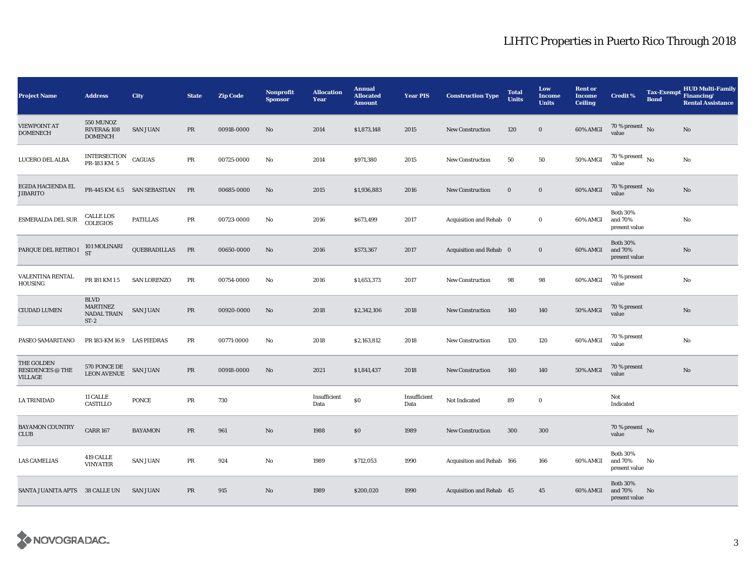# LIHTC Properties in Puerto Rico Through 2018

| Project Name | Address | City | State | Zip Code | Nonprofit Sponsor | Allocation Year | Annual Allocated Amount | Year PIS | Construction Type | Total Units | Low Income Units | Rent or Income Ceiling | Credit % | Tax-Exempt Bond | HUD Multi-Family Financing/ Rental Assistance |
|---|---|---|---|---|---|---|---|---|---|---|---|---|---|---|---|
| VIEWPOINT AT DOMENECH | 550 MUNOZ RIVERA& 108 DOMENCH | SAN JUAN | PR | 00918-0000 | No | 2014 | $1,873,148 | 2015 | New Construction | 120 | 0 | 60% AMGI | 70 % present value | No | No |
| LUCERO DEL ALBA | INTERSECTION PR-183 KM. 5 | CAGUAS | PR | 00725-0000 | No | 2014 | $971,380 | 2015 | New Construction | 50 | 50 | 50% AMGI | 70 % present value | No | No |
| EGIDA HACIENDA EL JIBARITO | PR-445 KM. 6.5 | SAN SEBASTIAN | PR | 00685-0000 | No | 2015 | $1,936,883 | 2016 | New Construction | 0 | 0 | 60% AMGI | 70 % present value | No | No |
| ESMERALDA DEL SUR | CALLE LOS COLEGIOS | PATILLAS | PR | 00723-0000 | No | 2016 | $673,499 | 2017 | Acquisition and Rehab | 0 | 0 | 60% AMGI | Both 30% and 70% present value | | No |
| PARQUE DEL RETIRO I | 101 MOLINARI ST | QUEBRADILLAS | PR | 00650-0000 | No | 2016 | $573,367 | 2017 | Acquisition and Rehab | 0 | 0 | 60% AMGI | Both 30% and 70% present value | | No |
| VALENTINA RENTAL HOUSING | PR 181 KM 1 5 | SAN LORENZO | PR | 00754-0000 | No | 2016 | $1,653,373 | 2017 | New Construction | 98 | 98 | 60% AMGI | 70 % present value | | No |
| CIUDAD LUMEN | BLVD MARTINEZ NADAL TRAIN ST-2 | SAN JUAN | PR | 00920-0000 | No | 2018 | $2,342,106 | 2018 | New Construction | 140 | 140 | 50% AMGI | 70 % present value | | No |
| PASEO SAMARITANO | PR 183-KM 16.9 | LAS PIEDRAS | PR | 00771-0000 | No | 2018 | $2,163,812 | 2018 | New Construction | 120 | 120 | 60% AMGI | 70 % present value | | No |
| THE GOLDEN RESIDENCES @ THE VILLAGE | 570 PONCE DE LEON AVENUE | SAN JUAN | PR | 00918-0000 | No | 2021 | $1,841,437 | 2018 | New Construction | 140 | 140 | 50% AMGI | 70 % present value | | No |
| LA TRINIDAD | 11 CALLE CASTILLO | PONCE | PR | 730 | | Insufficient Data | $0 | Insufficient Data | Not Indicated | 89 | 0 | | Not Indicated | | |
| BAYAMON COUNTRY CLUB | CARR 167 | BAYAMON | PR | 961 | No | 1988 | $0 | 1989 | New Construction | 300 | 300 | | 70 % present value | No | |
| LAS CAMELIAS | 419 CALLE VINYATER | SAN JUAN | PR | 924 | No | 1989 | $712,053 | 1990 | Acquisition and Rehab | 166 | 166 | 60% AMGI | Both 30% and 70% present value | No | |
| SANTA JUANITA APTS | 38 CALLE UN | SAN JUAN | PR | 915 | No | 1989 | $200,020 | 1990 | Acquisition and Rehab | 45 | 45 | 60% AMGI | Both 30% and 70% present value | No | |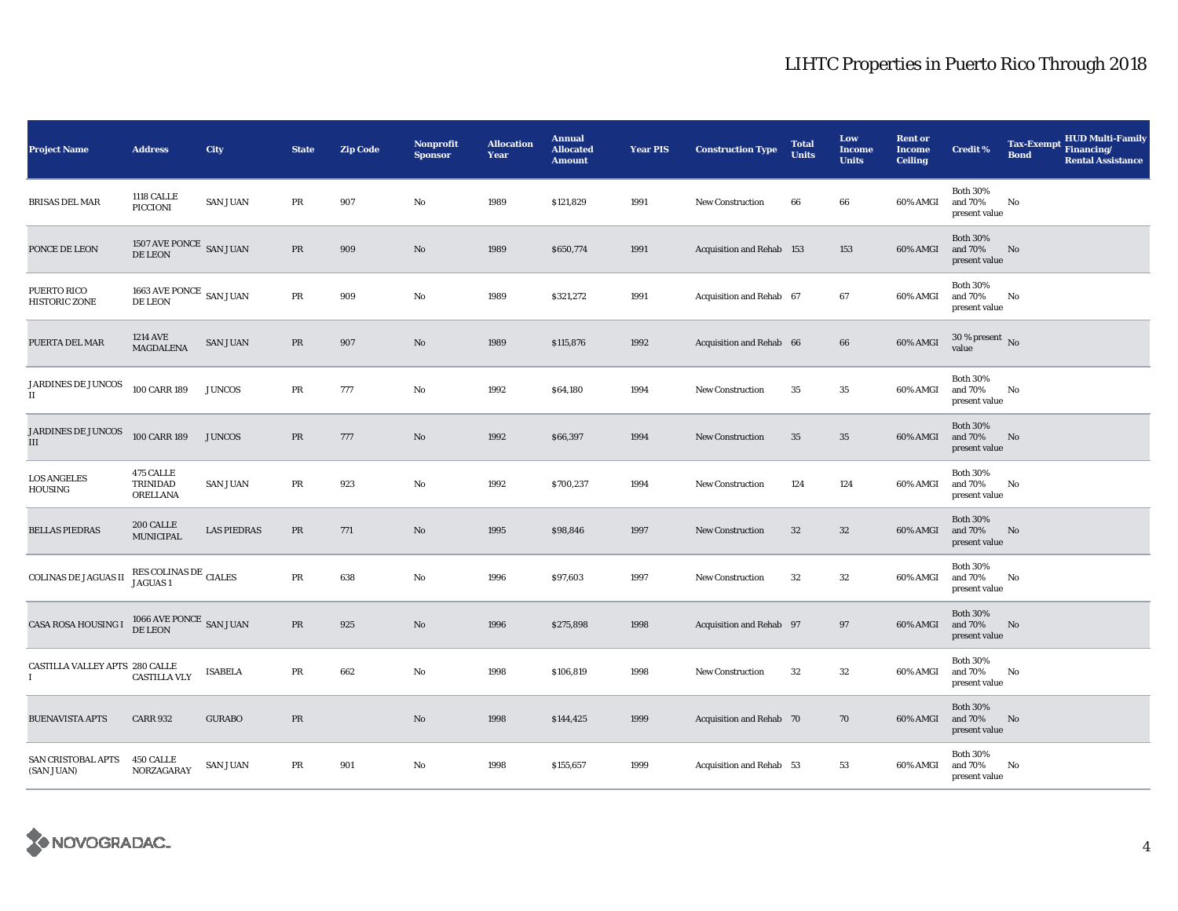# LIHTC Properties in Puerto Rico Through 2018

| Project Name | Address | City | State | Zip Code | Nonprofit Sponsor | Allocation Year | Annual Allocated Amount | Year PIS | Construction Type | Total Units | Low Income Units | Rent or Income Ceiling | Credit % | Tax-Exempt Bond | HUD Multi-Family Financing/ Rental Assistance |
|---|---|---|---|---|---|---|---|---|---|---|---|---|---|---|---|
| BRISAS DEL MAR | 1118 CALLE PICCIONI | SAN JUAN | PR | 907 | No | 1989 | $121,829 | 1991 | New Construction | 66 | 66 | 60% AMGI | Both 30% and 70% present value | No | |
| PONCE DE LEON | 1507 AVE PONCE DE LEON | SAN JUAN | PR | 909 | No | 1989 | $650,774 | 1991 | Acquisition and Rehab | 153 | 153 | 60% AMGI | Both 30% and 70% present value | No | |
| PUERTO RICO HISTORIC ZONE | 1663 AVE PONCE DE LEON | SAN JUAN | PR | 909 | No | 1989 | $321,272 | 1991 | Acquisition and Rehab | 67 | 67 | 60% AMGI | Both 30% and 70% present value | No | |
| PUERTA DEL MAR | 1214 AVE MAGDALENA | SAN JUAN | PR | 907 | No | 1989 | $115,876 | 1992 | Acquisition and Rehab | 66 | 66 | 60% AMGI | 30 % present value | No | |
| JARDINES DE JUNCOS II | 100 CARR 189 | JUNCOS | PR | 777 | No | 1992 | $64,180 | 1994 | New Construction | 35 | 35 | 60% AMGI | Both 30% and 70% present value | No | |
| JARDINES DE JUNCOS III | 100 CARR 189 | JUNCOS | PR | 777 | No | 1992 | $66,397 | 1994 | New Construction | 35 | 35 | 60% AMGI | Both 30% and 70% present value | No | |
| LOS ANGELES HOUSING | 475 CALLE TRINIDAD ORELLANA | SAN JUAN | PR | 923 | No | 1992 | $700,237 | 1994 | New Construction | 124 | 124 | 60% AMGI | Both 30% and 70% present value | No | |
| BELLAS PIEDRAS | 200 CALLE MUNICIPAL | LAS PIEDRAS | PR | 771 | No | 1995 | $98,846 | 1997 | New Construction | 32 | 32 | 60% AMGI | Both 30% and 70% present value | No | |
| COLINAS DE JAGUAS II | RES COLINAS DE JAGUAS 1 | CIALES | PR | 638 | No | 1996 | $97,603 | 1997 | New Construction | 32 | 32 | 60% AMGI | Both 30% and 70% present value | No | |
| CASA ROSA HOUSING I | 1066 AVE PONCE DE LEON | SAN JUAN | PR | 925 | No | 1996 | $275,898 | 1998 | Acquisition and Rehab | 97 | 97 | 60% AMGI | Both 30% and 70% present value | No | |
| CASTILLA VALLEY APTS I | 280 CALLE CASTILLA VLY | ISABELA | PR | 662 | No | 1998 | $106,819 | 1998 | New Construction | 32 | 32 | 60% AMGI | Both 30% and 70% present value | No | |
| BUENAVISTA APTS | CARR 932 | GURABO | PR | | No | 1998 | $144,425 | 1999 | Acquisition and Rehab | 70 | 70 | 60% AMGI | Both 30% and 70% present value | No | |
| SAN CRISTOBAL APTS (SAN JUAN) | 450 CALLE NORZAGARAY | SAN JUAN | PR | 901 | No | 1998 | $155,657 | 1999 | Acquisition and Rehab | 53 | 53 | 60% AMGI | Both 30% and 70% present value | No | |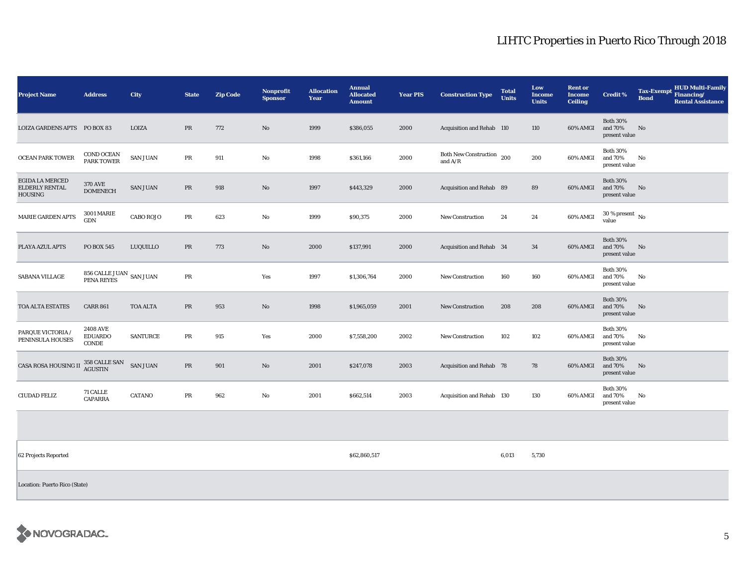## LIHTC Properties in Puerto Rico Through 2018

| Project Name | Address | City | State | Zip Code | Nonprofit Sponsor | Allocation Year | Annual Allocated Amount | Year PIS | Construction Type | Total Units | Low Income Units | Rent or Income Ceiling | Credit % | Tax-Exempt Bond | HUD Multi-Family Financing/ Rental Assistance |
|---|---|---|---|---|---|---|---|---|---|---|---|---|---|---|---|
| LOIZA GARDENS APTS | PO BOX 83 | LOIZA | PR | 772 | No | 1999 | $386,055 | 2000 | Acquisition and Rehab | 110 | 110 | 60% AMGI | Both 30% and 70% present value | No | |
| OCEAN PARK TOWER | COND OCEAN PARK TOWER | SAN JUAN | PR | 911 | No | 1998 | $361,166 | 2000 | Both New Construction and A/R | 200 | 200 | 60% AMGI | Both 30% and 70% present value | No | |
| EGIDA LA MERCED ELDERLY RENTAL HOUSING | 370 AVE DOMENECH | SAN JUAN | PR | 918 | No | 1997 | $443,329 | 2000 | Acquisition and Rehab | 89 | 89 | 60% AMGI | Both 30% and 70% present value | No | |
| MARIE GARDEN APTS | 3001 MARIE GDN | CABO ROJO | PR | 623 | No | 1999 | $90,375 | 2000 | New Construction | 24 | 24 | 60% AMGI | 30 % present value | No | |
| PLAYA AZUL APTS | PO BOX 545 | LUQUILLO | PR | 773 | No | 2000 | $137,991 | 2000 | Acquisition and Rehab | 34 | 34 | 60% AMGI | Both 30% and 70% present value | No | |
| SABANA VILLAGE | 856 CALLE JUAN PENA REYES | SAN JUAN | PR | | Yes | 1997 | $1,306,764 | 2000 | New Construction | 160 | 160 | 60% AMGI | Both 30% and 70% present value | No | |
| TOA ALTA ESTATES | CARR 861 | TOA ALTA | PR | 953 | No | 1998 | $1,965,059 | 2001 | New Construction | 208 | 208 | 60% AMGI | Both 30% and 70% present value | No | |
| PARQUE VICTORIA / PENINSULA HOUSES | 2408 AVE EDUARDO CONDE | SANTURCE | PR | 915 | Yes | 2000 | $7,558,200 | 2002 | New Construction | 102 | 102 | 60% AMGI | Both 30% and 70% present value | No | |
| CASA ROSA HOUSING II | 358 CALLE SAN AGUSTIN | SAN JUAN | PR | 901 | No | 2001 | $247,078 | 2003 | Acquisition and Rehab | 78 | 78 | 60% AMGI | Both 30% and 70% present value | No | |
| CIUDAD FELIZ | 71 CALLE CAPARRA | CATANO | PR | 962 | No | 2001 | $662,514 | 2003 | Acquisition and Rehab | 130 | 130 | 60% AMGI | Both 30% and 70% present value | No | |
| | | | | | | | | | | | | | | | |
| 62 Projects Reported | | | | | | | $62,860,517 | | | 6,013 | 5,730 | | | | |
| Location: Puerto Rico (State) | | | | | | | | | | | | | | | |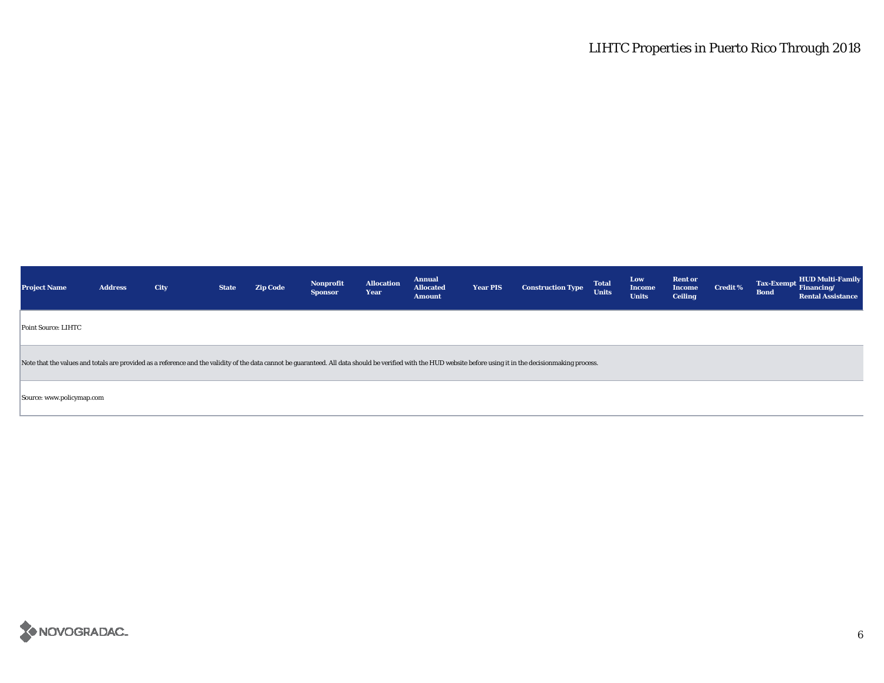# LIHTC Properties in Puerto Rico Through 2018

| Project Name | Address | City | State | Zip Code | Nonprofit Sponsor | Allocation Year | Annual Allocated Amount | Year PIS | Construction Type | Total Units | Low Income Units | Rent or Income Ceiling | Credit % | Tax-Exempt Bond | HUD Multi-Family Financing/ Rental Assistance |
|---|---|---|---|---|---|---|---|---|---|---|---|---|---|---|---|

Point Source: LIHTC

Note that the values and totals are provided as a reference and the validity of the data cannot be guaranteed. All data should be verified with the HUD website before using it in the decisionmaking process.

Source: www.policymap.com